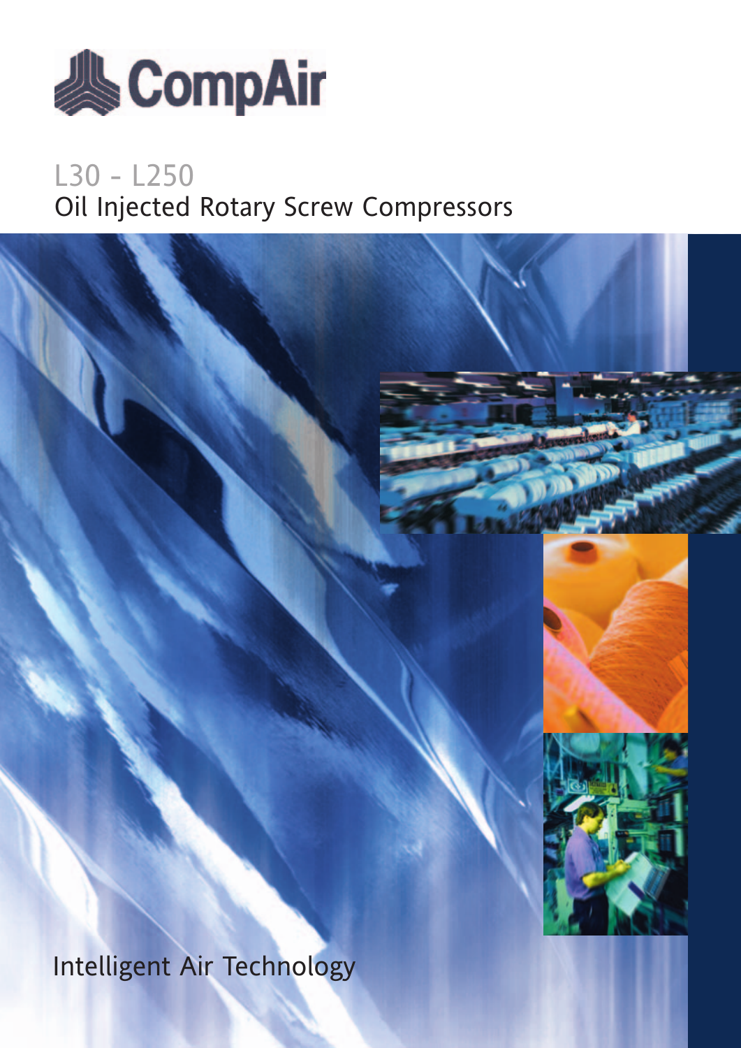CompAir

# L30 - L250

## Oil Injected Rotary Screw Compressors

Intelligent Air Technology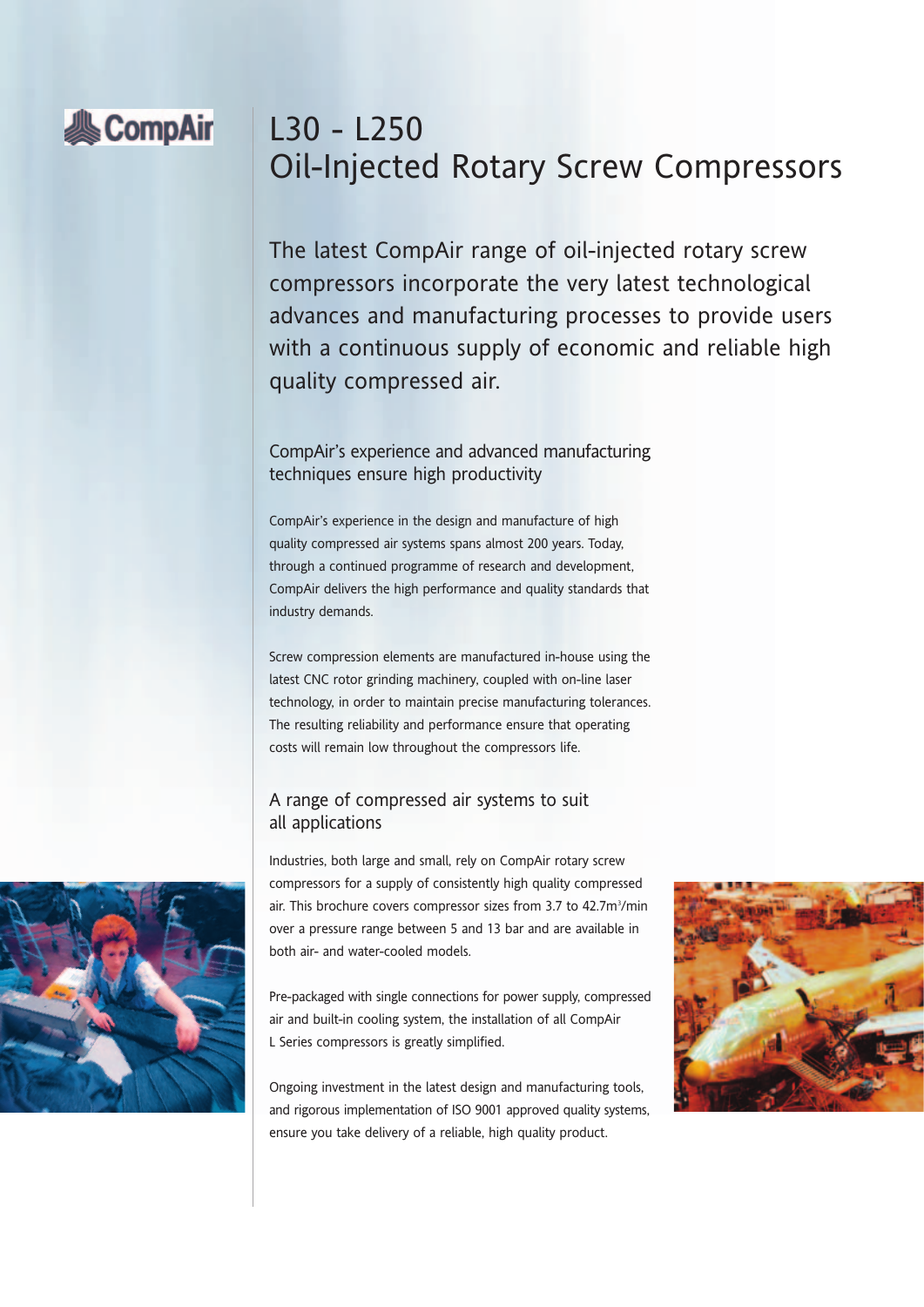CompAir

# L30 - L250
# Oil-Injected Rotary Screw Compressors

The latest CompAir range of oil-injected rotary screw compressors incorporate the very latest technological advances and manufacturing processes to provide users with a continuous supply of economic and reliable high quality compressed air.

## CompAir's experience and advanced manufacturing techniques ensure high productivity

CompAir's experience in the design and manufacture of high quality compressed air systems spans almost 200 years. Today, through a continued programme of research and development, CompAir delivers the high performance and quality standards that industry demands.

Screw compression elements are manufactured in-house using the latest CNC rotor grinding machinery, coupled with on-line laser technology, in order to maintain precise manufacturing tolerances. The resulting reliability and performance ensure that operating costs will remain low throughout the compressors life.

## A range of compressed air systems to suit all applications

Industries, both large and small, rely on CompAir rotary screw compressors for a supply of consistently high quality compressed air. This brochure covers compressor sizes from 3.7 to 42.7m$^3$/min over a pressure range between 5 and 13 bar and are available in both air- and water-cooled models.

Pre-packaged with single connections for power supply, compressed air and built-in cooling system, the installation of all CompAir L Series compressors is greatly simplified.

Ongoing investment in the latest design and manufacturing tools, and rigorous implementation of ISO 9001 approved quality systems, ensure you take delivery of a reliable, high quality product.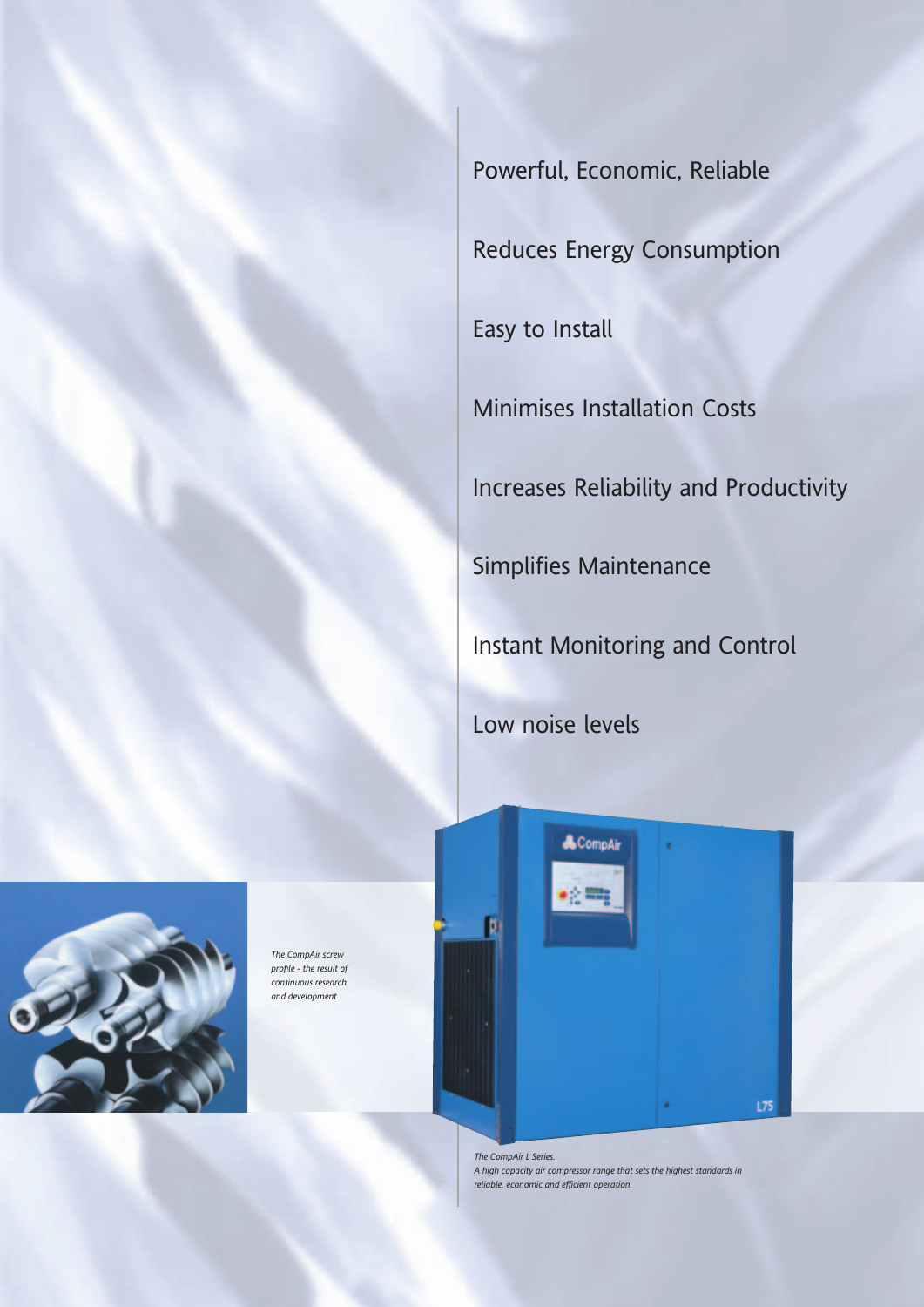Powerful, Economic, Reliable

Reduces Energy Consumption

Easy to Install

Minimises Installation Costs

Increases Reliability and Productivity

Simplifies Maintenance

Instant Monitoring and Control

Low noise levels

*The CompAir screw profile - the result of continuous research and development*

*The CompAir L Series.*
*A high capacity air compressor range that sets the highest standards in reliable, economic and efficient operation.*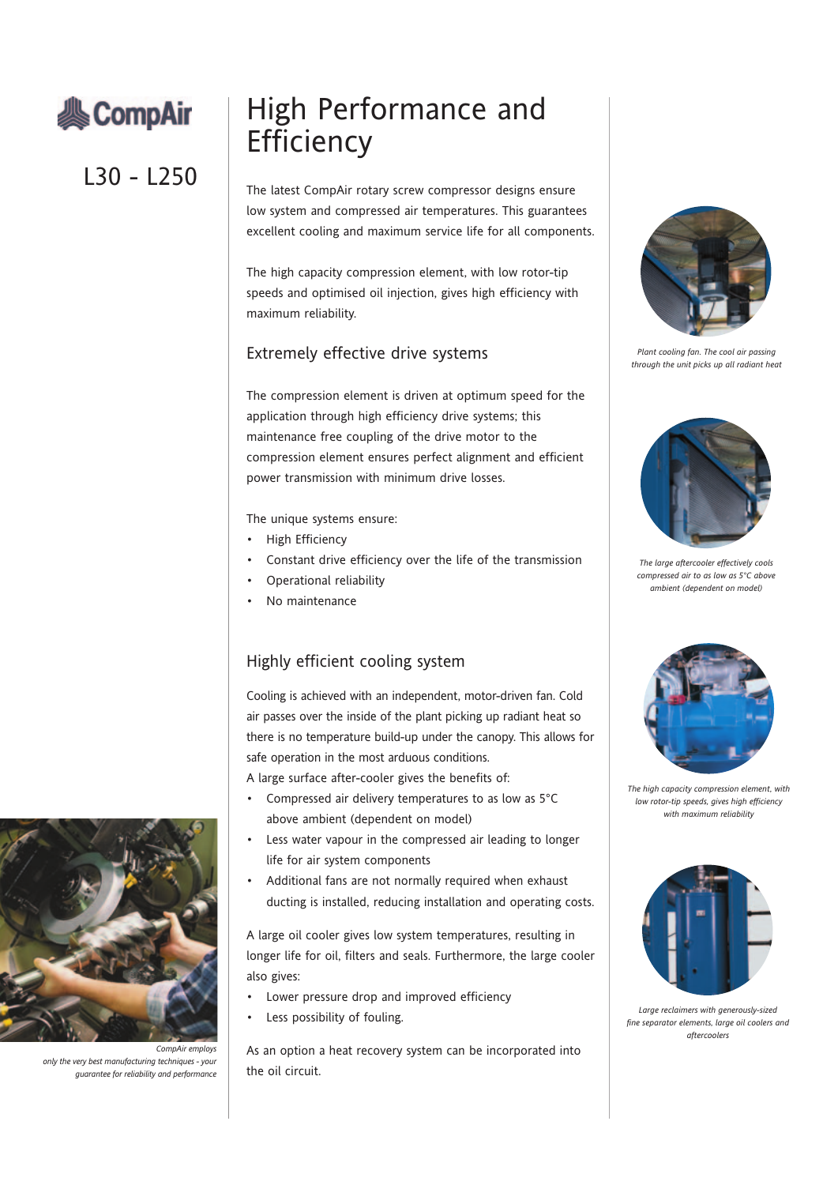CompAir

L30 - L250

# High Performance and Efficiency

The latest CompAir rotary screw compressor designs ensure low system and compressed air temperatures. This guarantees excellent cooling and maximum service life for all components.

The high capacity compression element, with low rotor-tip speeds and optimised oil injection, gives high efficiency with maximum reliability.

## Extremely effective drive systems

The compression element is driven at optimum speed for the application through high efficiency drive systems; this maintenance free coupling of the drive motor to the compression element ensures perfect alignment and efficient power transmission with minimum drive losses.

The unique systems ensure:

- High Efficiency
- Constant drive efficiency over the life of the transmission
- Operational reliability
- No maintenance

## Highly efficient cooling system

Cooling is achieved with an independent, motor-driven fan. Cold air passes over the inside of the plant picking up radiant heat so there is no temperature build-up under the canopy. This allows for safe operation in the most arduous conditions.

A large surface after-cooler gives the benefits of:

- Compressed air delivery temperatures to as low as 5°C above ambient (dependent on model)
- Less water vapour in the compressed air leading to longer life for air system components
- Additional fans are not normally required when exhaust ducting is installed, reducing installation and operating costs.

A large oil cooler gives low system temperatures, resulting in longer life for oil, filters and seals. Furthermore, the large cooler also gives:

- Lower pressure drop and improved efficiency
- Less possibility of fouling.

As an option a heat recovery system can be incorporated into the oil circuit.

*CompAir employs only the very best manufacturing techniques - your guarantee for reliability and performance*

*Plant cooling fan. The cool air passing through the unit picks up all radiant heat*

*The large aftercooler effectively cools compressed air to as low as 5°C above ambient (dependent on model)*

*The high capacity compression element, with low rotor-tip speeds, gives high efficiency with maximum reliability*

*Large reclaimers with generously-sized fine separator elements, large oil coolers and aftercoolers*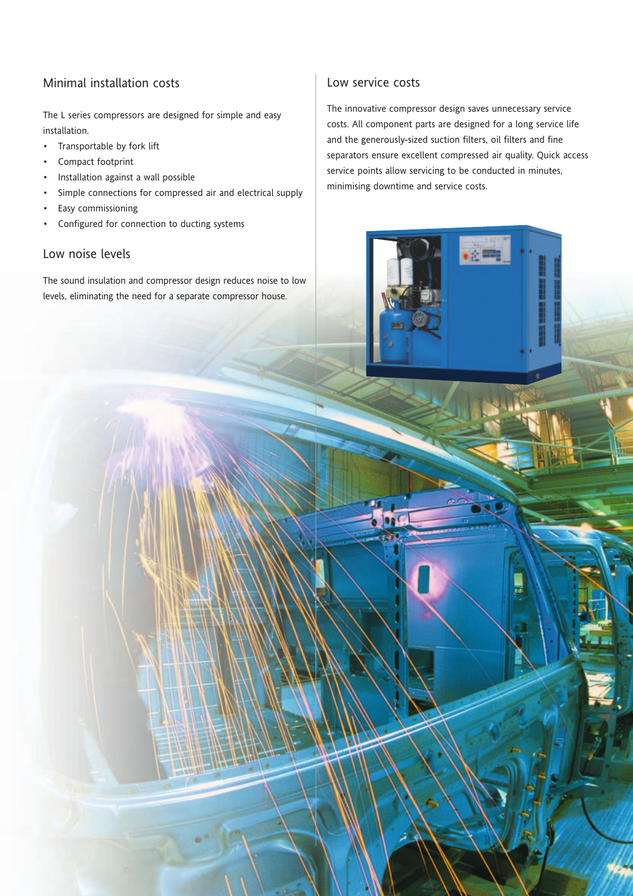## Minimal installation costs

The L series compressors are designed for simple and easy installation.

- Transportable by fork lift
- Compact footprint
- Installation against a wall possible
- Simple connections for compressed air and electrical supply
- Easy commissioning
- Configured for connection to ducting systems

## Low noise levels

The sound insulation and compressor design reduces noise to low levels, eliminating the need for a separate compressor house.

## Low service costs

The innovative compressor design saves unnecessary service costs. All component parts are designed for a long service life and the generously-sized suction filters, oil filters and fine separators ensure excellent compressed air quality. Quick access service points allow servicing to be conducted in minutes, minimising downtime and service costs.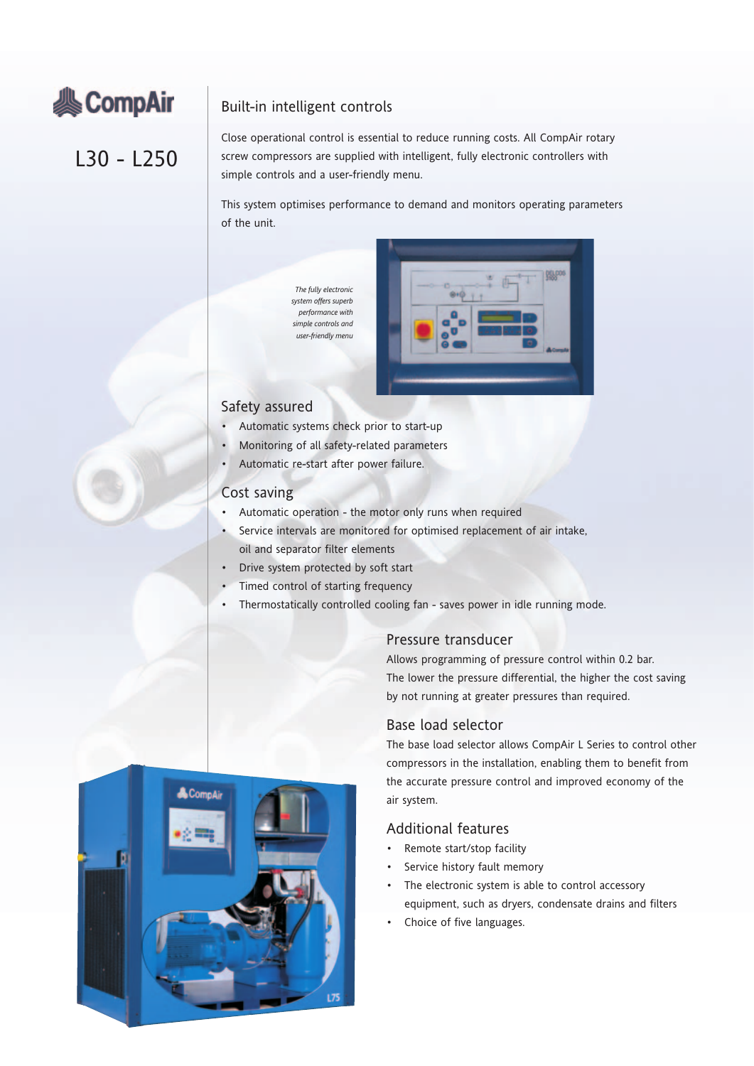CompAir

L30 - L250

## Built-in intelligent controls

Close operational control is essential to reduce running costs. All CompAir rotary screw compressors are supplied with intelligent, fully electronic controllers with simple controls and a user-friendly menu.

This system optimises performance to demand and monitors operating parameters of the unit.

*The fully electronic system offers superb performance with simple controls and user-friendly menu*

## Safety assured

- Automatic systems check prior to start-up
- Monitoring of all safety-related parameters
- Automatic re-start after power failure.

## Cost saving

- Automatic operation - the motor only runs when required
- Service intervals are monitored for optimised replacement of air intake, oil and separator filter elements
- Drive system protected by soft start
- Timed control of starting frequency
- Thermostatically controlled cooling fan - saves power in idle running mode.

## Pressure transducer

Allows programming of pressure control within 0.2 bar.
The lower the pressure differential, the higher the cost saving by not running at greater pressures than required.

## Base load selector

The base load selector allows CompAir L Series to control other compressors in the installation, enabling them to benefit from the accurate pressure control and improved economy of the air system.

## Additional features

- Remote start/stop facility
- Service history fault memory
- The electronic system is able to control accessory equipment, such as dryers, condensate drains and filters
- Choice of five languages.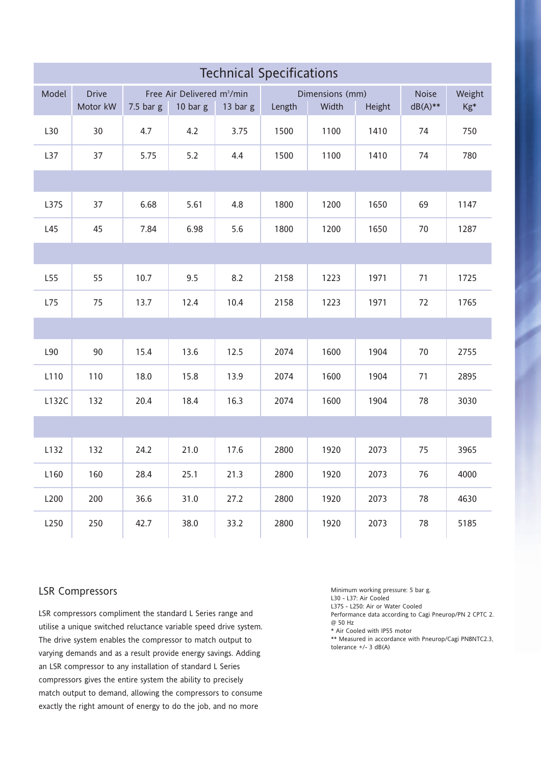## Technical Specifications

| Model | Drive | Free Air Delivered m³/min | | | Dimensions (mm) | | | Noise | Weight |
|---|---|---|---|---|---|---|---|---|---|
| | Motor kW | 7.5 bar g | 10 bar g | 13 bar g | Length | Width | Height | dB(A)** | Kg* |
| L30 | 30 | 4.7 | 4.2 | 3.75 | 1500 | 1100 | 1410 | 74 | 750 |
| L37 | 37 | 5.75 | 5.2 | 4.4 | 1500 | 1100 | 1410 | 74 | 780 |
| | | | | | | | | | |
| L37S | 37 | 6.68 | 5.61 | 4.8 | 1800 | 1200 | 1650 | 69 | 1147 |
| L45 | 45 | 7.84 | 6.98 | 5.6 | 1800 | 1200 | 1650 | 70 | 1287 |
| | | | | | | | | | |
| L55 | 55 | 10.7 | 9.5 | 8.2 | 2158 | 1223 | 1971 | 71 | 1725 |
| L75 | 75 | 13.7 | 12.4 | 10.4 | 2158 | 1223 | 1971 | 72 | 1765 |
| | | | | | | | | | |
| L90 | 90 | 15.4 | 13.6 | 12.5 | 2074 | 1600 | 1904 | 70 | 2755 |
| L110 | 110 | 18.0 | 15.8 | 13.9 | 2074 | 1600 | 1904 | 71 | 2895 |
| L132C | 132 | 20.4 | 18.4 | 16.3 | 2074 | 1600 | 1904 | 78 | 3030 |
| | | | | | | | | | |
| L132 | 132 | 24.2 | 21.0 | 17.6 | 2800 | 1920 | 2073 | 75 | 3965 |
| L160 | 160 | 28.4 | 25.1 | 21.3 | 2800 | 1920 | 2073 | 76 | 4000 |
| L200 | 200 | 36.6 | 31.0 | 27.2 | 2800 | 1920 | 2073 | 78 | 4630 |
| L250 | 250 | 42.7 | 38.0 | 33.2 | 2800 | 1920 | 2073 | 78 | 5185 |

### LSR Compressors

LSR compressors compliment the standard L Series range and utilise a unique switched reluctance variable speed drive system. The drive system enables the compressor to match output to varying demands and as a result provide energy savings. Adding an LSR compressor to any installation of standard L Series compressors gives the entire system the ability to precisely match output to demand, allowing the compressors to consume exactly the right amount of energy to do the job, and no more

Minimum working pressure: 5 bar g.
L30 - L37: Air Cooled
L37S - L250: Air or Water Cooled
Performance data according to Cagi Pneurop/PN 2 CPTC 2.
@ 50 Hz
* Air Cooled with IP55 motor
** Measured in accordance with Pneurop/Cagi PN8NTC2.3, tolerance +/- 3 dB(A)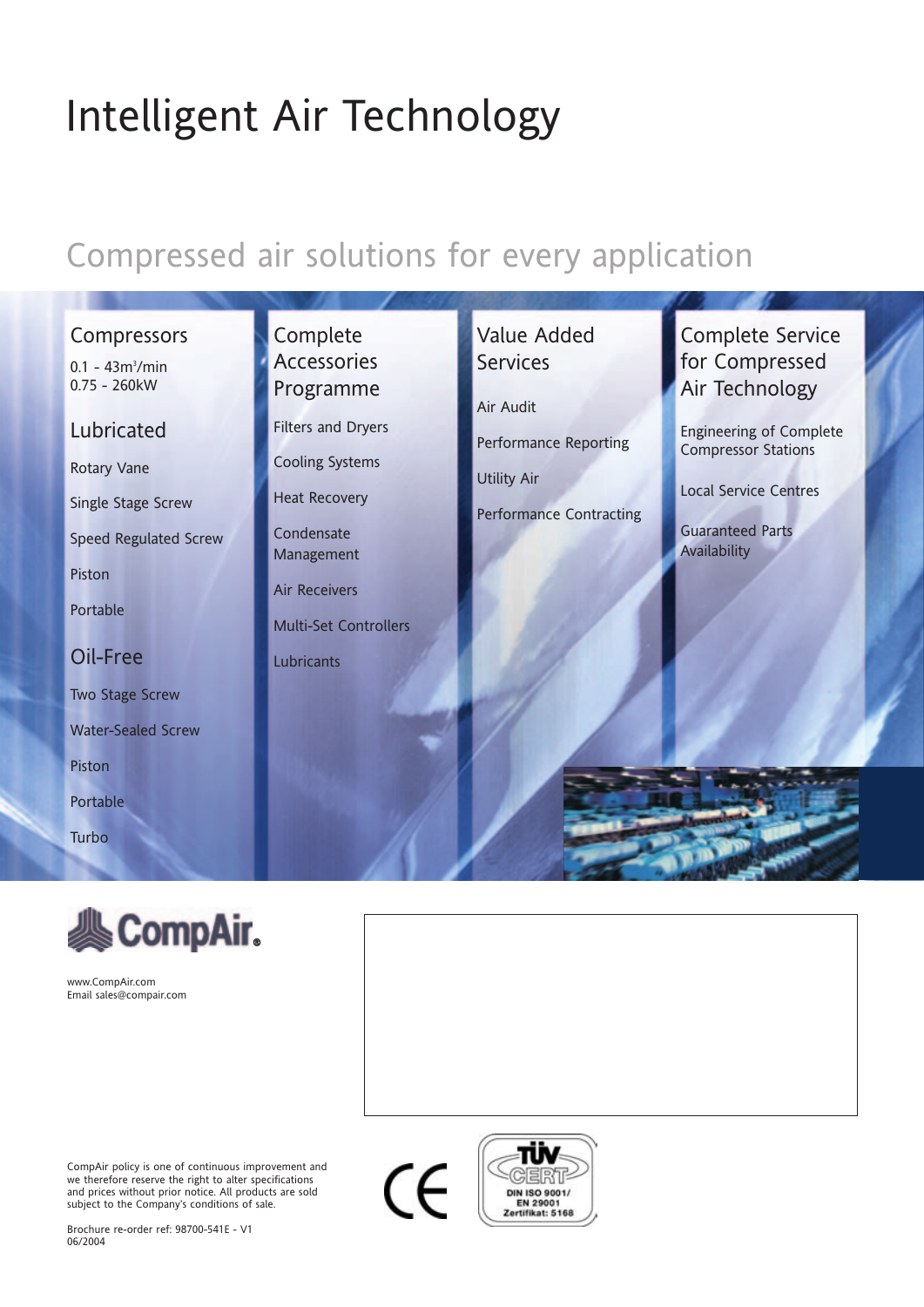# Intelligent Air Technology

## Compressed air solutions for every application

### Compressors

0.1 - 43m$^3$/min
0.75 - 260kW

#### Lubricated

Rotary Vane

Single Stage Screw

Speed Regulated Screw

Piston

Portable

#### Oil-Free

Two Stage Screw

Water-Sealed Screw

Piston

Portable

Turbo

### Complete Accessories Programme

Filters and Dryers

Cooling Systems

Heat Recovery

Condensate Management

Air Receivers

Multi-Set Controllers

Lubricants

### Value Added Services

Air Audit

Performance Reporting

Utility Air

Performance Contracting

### Complete Service for Compressed Air Technology

Engineering of Complete Compressor Stations

Local Service Centres

Guaranteed Parts Availability

CompAir

www.CompAir.com
Email sales@compair.com

CompAir policy is one of continuous improvement and we therefore reserve the right to alter specifications and prices without prior notice. All products are sold subject to the Company's conditions of sale.

Brochure re-order ref: 98700-541E - V1
06/2004

CE

TÜV CERT
DIN ISO 9001/
EN 29001
Zertifikat: 5168